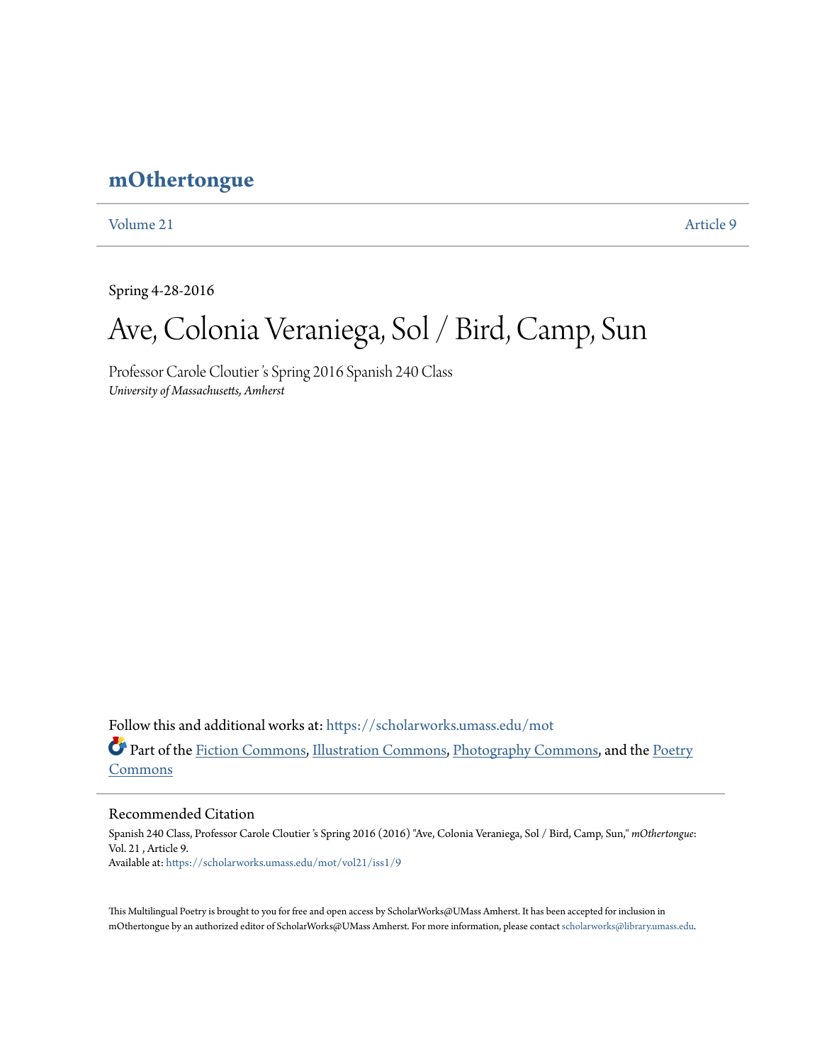# mOthertongue

Volume 21 Article 9

Spring 4-28-2016

## Ave, Colonia Veraniega, Sol / Bird, Camp, Sun

Professor Carole Cloutier 's Spring 2016 Spanish 240 Class
*University of Massachusetts, Amherst*

Follow this and additional works at: https://scholarworks.umass.edu/mot

Part of the Fiction Commons, Illustration Commons, Photography Commons, and the Poetry Commons

### Recommended Citation

Spanish 240 Class, Professor Carole Cloutier 's Spring 2016 (2016) "Ave, Colonia Veraniega, Sol / Bird, Camp, Sun," *mOthertongue*: Vol. 21 , Article 9.
Available at: https://scholarworks.umass.edu/mot/vol21/iss1/9

This Multilingual Poetry is brought to you for free and open access by ScholarWorks@UMass Amherst. It has been accepted for inclusion in mOthertongue by an authorized editor of ScholarWorks@UMass Amherst. For more information, please contact scholarworks@library.umass.edu.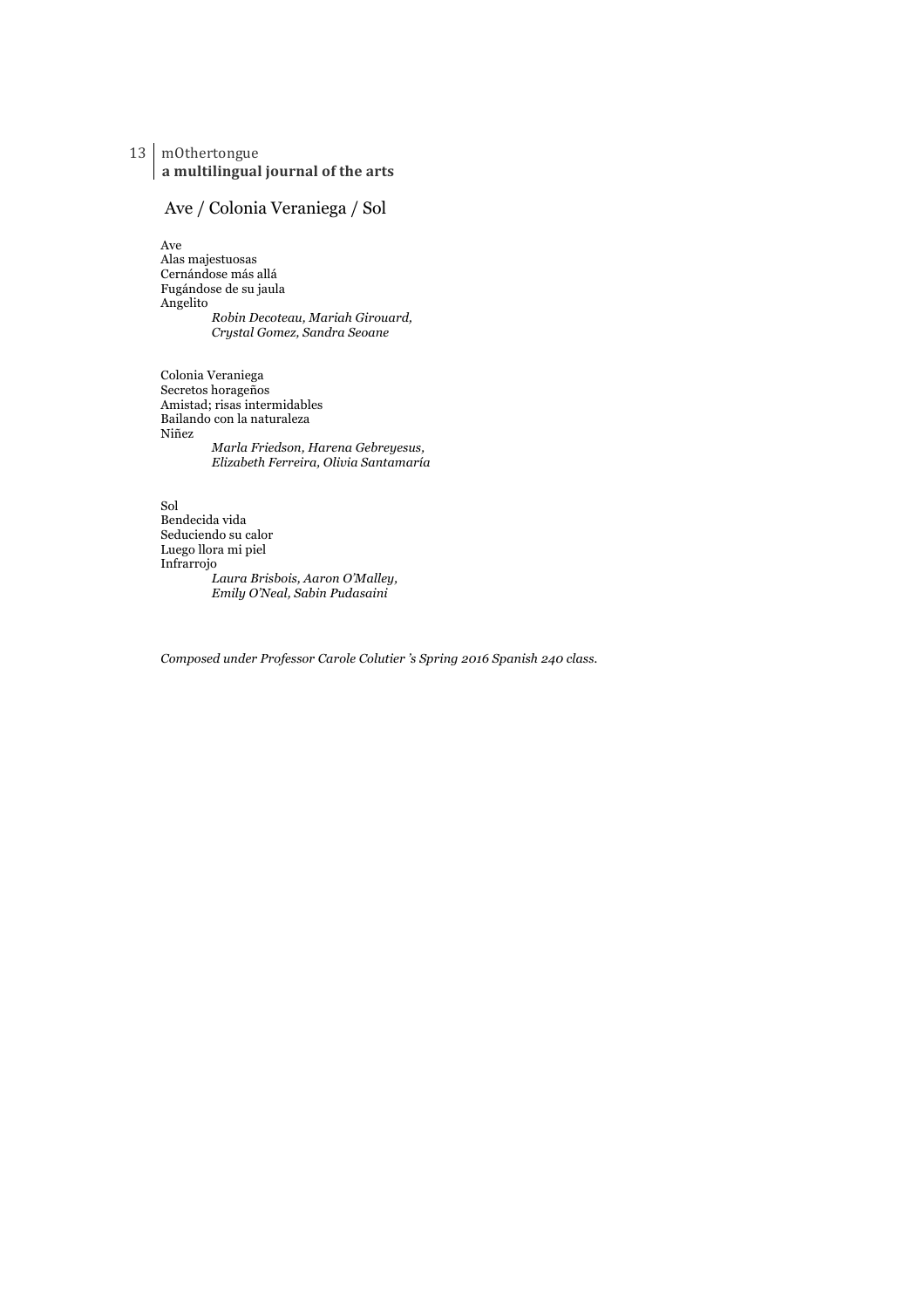## Ave / Colonia Veraniega / Sol

Ave  
Alas majestuosas  
Cernándose más allá  
Fugándose de su jaula  
Angelito  
*Robin Decoteau, Mariah Girouard,*  
*Crystal Gomez, Sandra Seoane*

Colonia Veraniega  
Secretos horageños  
Amistad; risas intermidables  
Bailando con la naturaleza  
Niñez  
*Marla Friedson, Harena Gebreyesus,*  
*Elizabeth Ferreira, Olivia Santamaría*

Sol  
Bendecida vida  
Seduciendo su calor  
Luego llora mi piel  
Infrarrojo  
*Laura Brisbois, Aaron O'Malley,*  
*Emily O'Neal, Sabin Pudasaini*

*Composed under Professor Carole Colutier 's Spring 2016 Spanish 240 class.*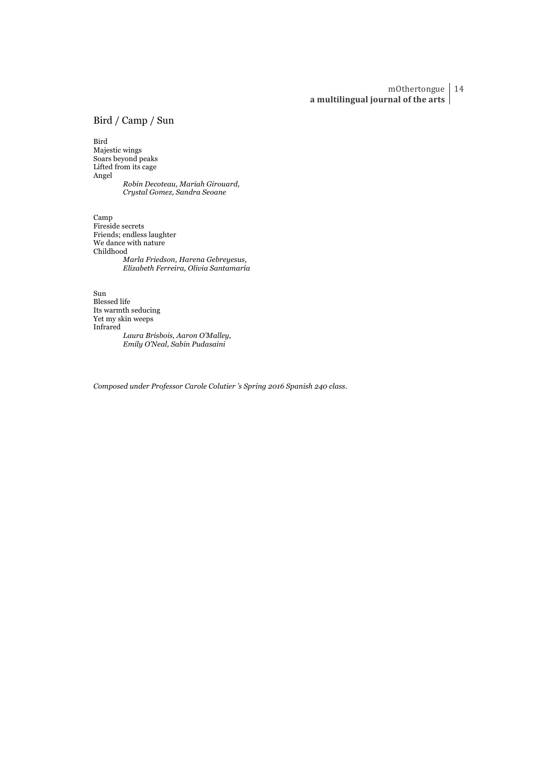## Bird / Camp / Sun

Bird
Majestic wings
Soars beyond peaks
Lifted from its cage
Angel

*Robin Decoteau, Mariah Girouard,*
*Crystal Gomez, Sandra Seoane*

Camp
Fireside secrets
Friends; endless laughter
We dance with nature
Childhood

*Marla Friedson, Harena Gebreyesus,*
*Elizabeth Ferreira, Olivia Santamaría*

Sun
Blessed life
Its warmth seducing
Yet my skin weeps
Infrared

*Laura Brisbois, Aaron O'Malley,*
*Emily O'Neal, Sabin Pudasaini*

*Composed under Professor Carole Colutier 's Spring 2016 Spanish 240 class.*